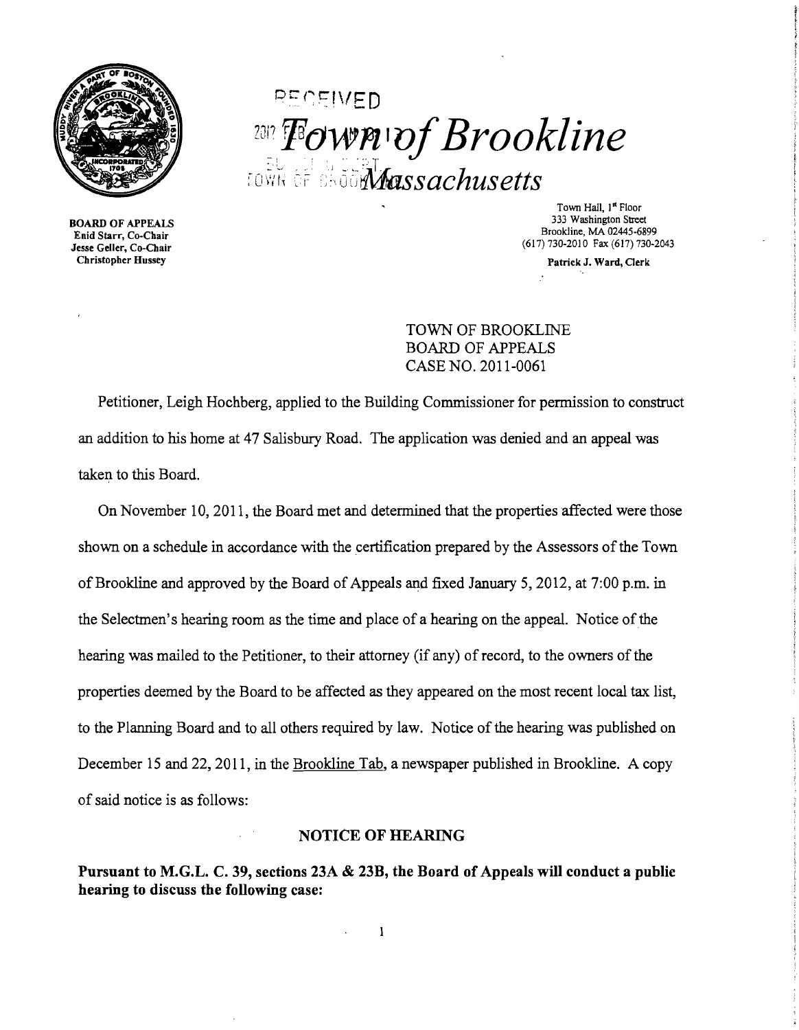# Town of Brookline
## Massachusetts

**BOARD OF APPEALS**
Enid Starr, Co-Chair
Jesse Geller, Co-Chair
Christopher Hussey

Town Hall, 1st Floor
333 Washington Street
Brookline, MA 02445-6899
(617) 730-2010 Fax (617) 730-2043

**Patrick J. Ward, Clerk**

TOWN OF BROOKLINE
BOARD OF APPEALS
CASE NO. 2011-0061

Petitioner, Leigh Hochberg, applied to the Building Commissioner for permission to construct an addition to his home at 47 Salisbury Road. The application was denied and an appeal was taken to this Board.

On November 10, 2011, the Board met and determined that the properties affected were those shown on a schedule in accordance with the certification prepared by the Assessors of the Town of Brookline and approved by the Board of Appeals and fixed January 5, 2012, at 7:00 p.m. in the Selectmen's hearing room as the time and place of a hearing on the appeal. Notice of the hearing was mailed to the Petitioner, to their attorney (if any) of record, to the owners of the properties deemed by the Board to be affected as they appeared on the most recent local tax list, to the Planning Board and to all others required by law. Notice of the hearing was published on December 15 and 22, 2011, in the Brookline Tab, a newspaper published in Brookline. A copy of said notice is as follows:

**NOTICE OF HEARING**

**Pursuant to M.G.L. C. 39, sections 23A & 23B, the Board of Appeals will conduct a public hearing to discuss the following case:**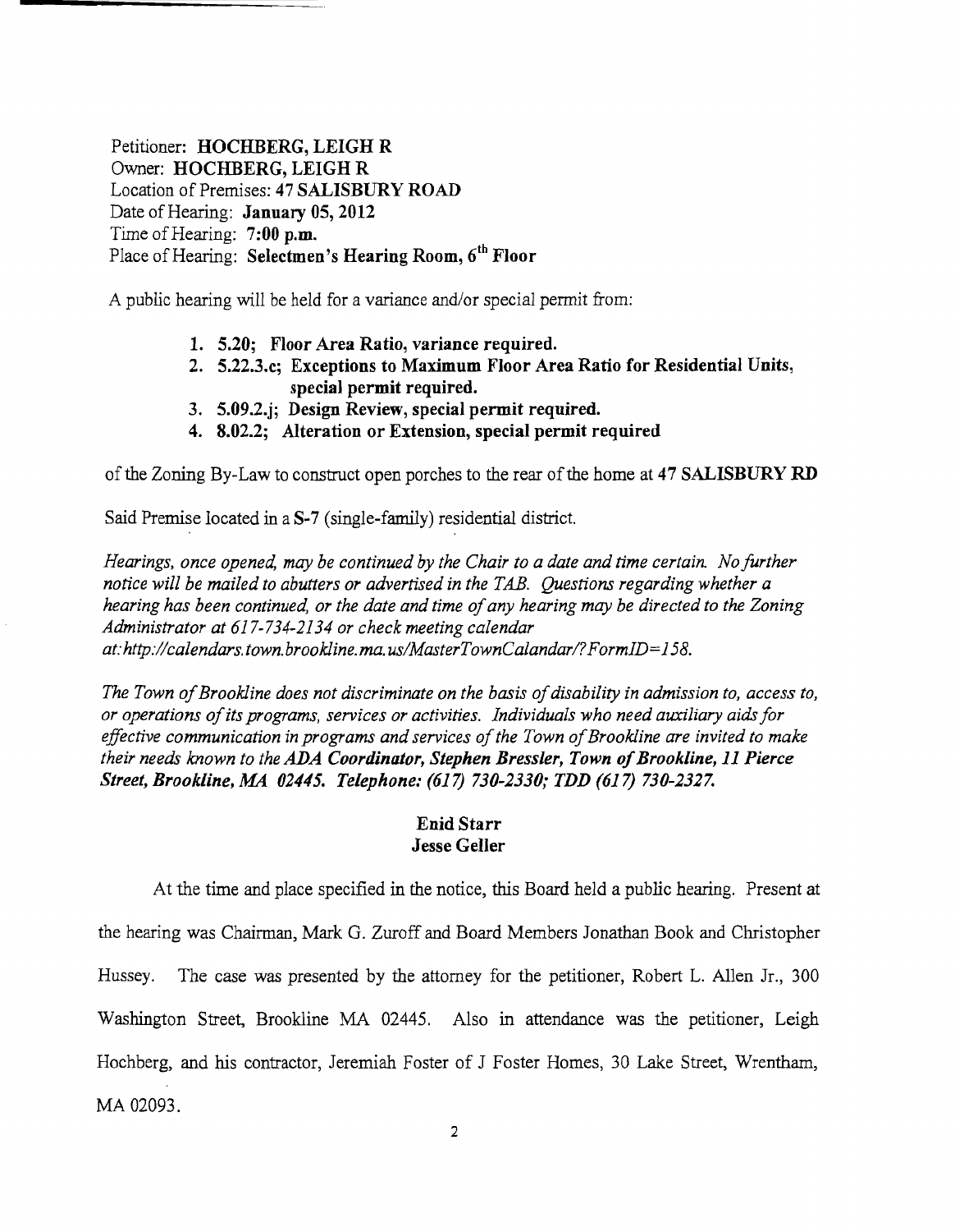Petitioner: **HOCHBERG, LEIGH R**
Owner: **HOCHBERG, LEIGH R**
Location of Premises: **47 SALISBURY ROAD**
Date of Hearing: **January 05, 2012**
Time of Hearing: **7:00 p.m.**
Place of Hearing: **Selectmen's Hearing Room, 6th Floor**

A public hearing will be held for a variance and/or special permit from:

1. **5.20; Floor Area Ratio, variance required.**
2. **5.22.3.c; Exceptions to Maximum Floor Area Ratio for Residential Units, special permit required.**
3. **5.09.2.j; Design Review, special permit required.**
4. **8.02.2; Alteration or Extension, special permit required**

of the Zoning By-Law to construct open porches to the rear of the home at **47 SALISBURY RD**

Said Premise located in a **S-7** (single-family) residential district.

*Hearings, once opened, may be continued by the Chair to a date and time certain. No further notice will be mailed to abutters or advertised in the TAB. Questions regarding whether a hearing has been continued, or the date and time of any hearing may be directed to the Zoning Administrator at 617-734-2134 or check meeting calendar at: http://calendars.town.brookline.ma.us/MasterTownCalandar/?FormID=158.*

*The Town of Brookline does not discriminate on the basis of disability in admission to, access to, or operations of its programs, services or activities. Individuals who need auxiliary aids for effective communication in programs and services of the Town of Brookline are invited to make their needs known to the* ***ADA Coordinator, Stephen Bressler, Town of Brookline, 11 Pierce Street, Brookline, MA 02445. Telephone: (617) 730-2330; TDD (617) 730-2327.***

**Enid Starr**
**Jesse Geller**

At the time and place specified in the notice, this Board held a public hearing. Present at the hearing was Chairman, Mark G. Zuroff and Board Members Jonathan Book and Christopher Hussey. The case was presented by the attorney for the petitioner, Robert L. Allen Jr., 300 Washington Street, Brookline MA 02445. Also in attendance was the petitioner, Leigh Hochberg, and his contractor, Jeremiah Foster of J Foster Homes, 30 Lake Street, Wrentham, MA 02093.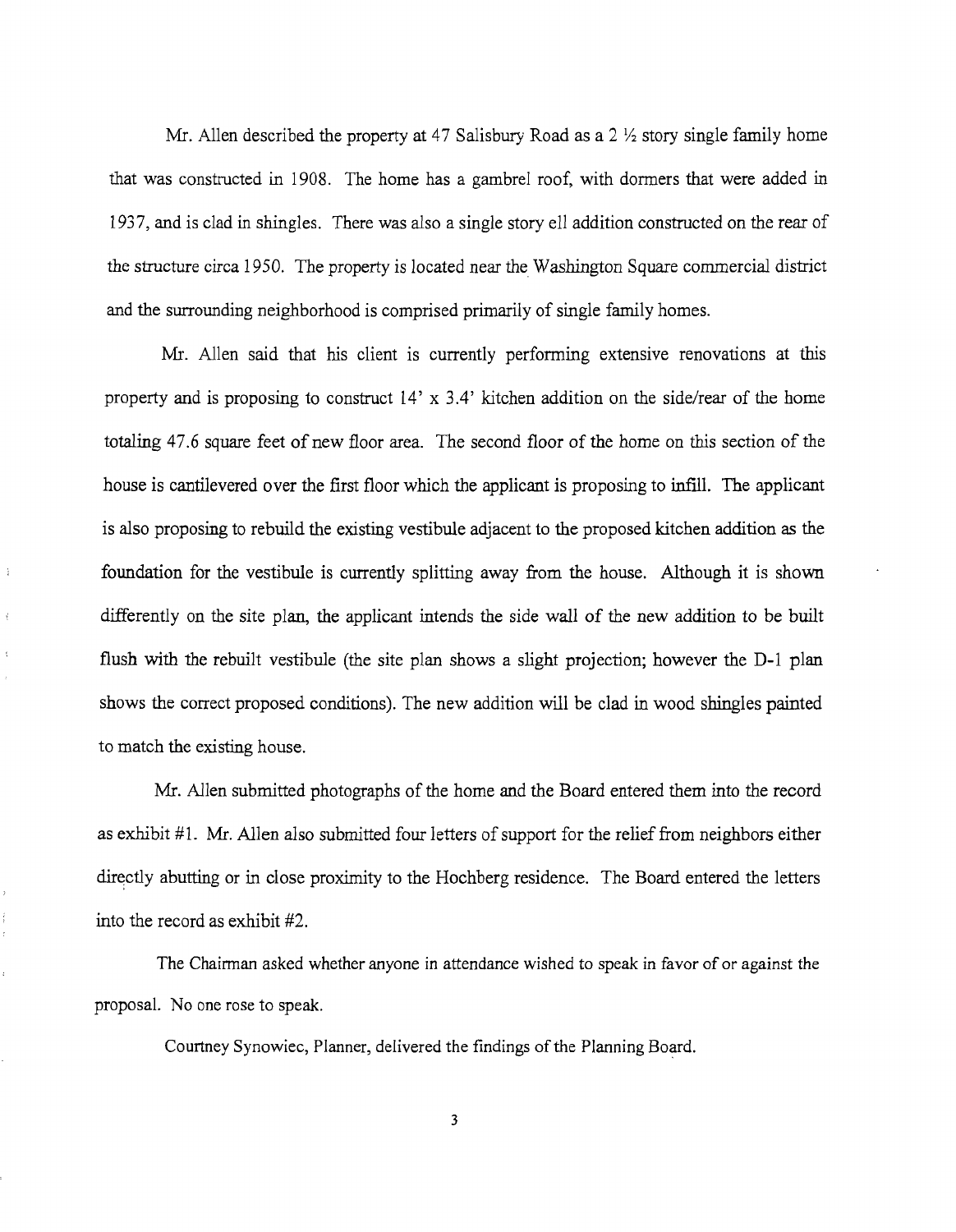Mr. Allen described the property at 47 Salisbury Road as a 2 ½ story single family home that was constructed in 1908. The home has a gambrel roof, with dormers that were added in 1937, and is clad in shingles. There was also a single story ell addition constructed on the rear of the structure circa 1950. The property is located near the Washington Square commercial district and the surrounding neighborhood is comprised primarily of single family homes.

Mr. Allen said that his client is currently performing extensive renovations at this property and is proposing to construct 14' x 3.4' kitchen addition on the side/rear of the home totaling 47.6 square feet of new floor area. The second floor of the home on this section of the house is cantilevered over the first floor which the applicant is proposing to infill. The applicant is also proposing to rebuild the existing vestibule adjacent to the proposed kitchen addition as the foundation for the vestibule is currently splitting away from the house. Although it is shown differently on the site plan, the applicant intends the side wall of the new addition to be built flush with the rebuilt vestibule (the site plan shows a slight projection; however the D-1 plan shows the correct proposed conditions). The new addition will be clad in wood shingles painted to match the existing house.

Mr. Allen submitted photographs of the home and the Board entered them into the record as exhibit #1. Mr. Allen also submitted four letters of support for the relief from neighbors either directly abutting or in close proximity to the Hochberg residence. The Board entered the letters into the record as exhibit #2.

The Chairman asked whether anyone in attendance wished to speak in favor of or against the proposal. No one rose to speak.

Courtney Synowiec, Planner, delivered the findings of the Planning Board.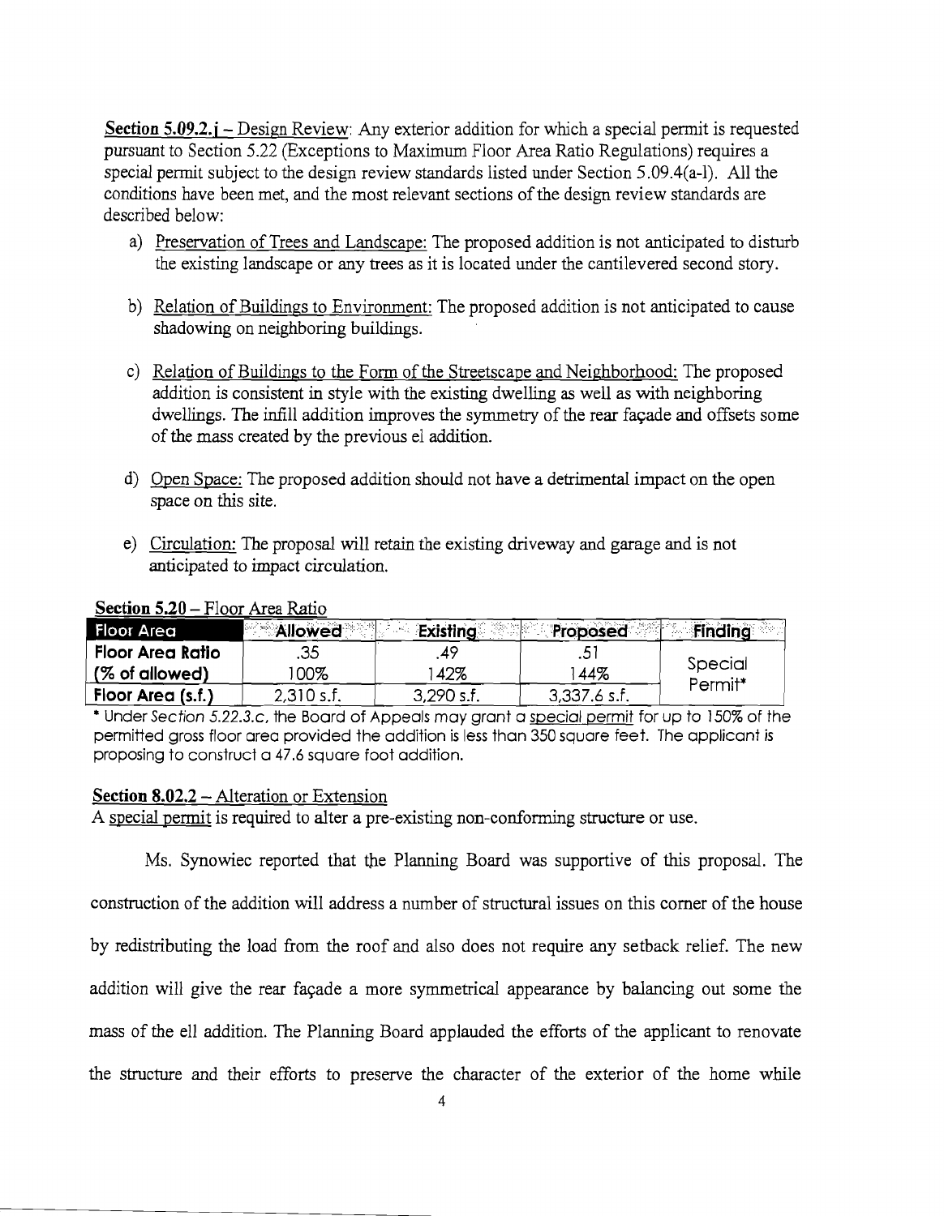**Section 5.09.2.j** – Design Review: Any exterior addition for which a special permit is requested pursuant to Section 5.22 (Exceptions to Maximum Floor Area Ratio Regulations) requires a special permit subject to the design review standards listed under Section 5.09.4(a-l). All the conditions have been met, and the most relevant sections of the design review standards are described below:

a) Preservation of Trees and Landscape: The proposed addition is not anticipated to disturb the existing landscape or any trees as it is located under the cantilevered second story.

b) Relation of Buildings to Environment: The proposed addition is not anticipated to cause shadowing on neighboring buildings.

c) Relation of Buildings to the Form of the Streetscape and Neighborhood: The proposed addition is consistent in style with the existing dwelling as well as with neighboring dwellings. The infill addition improves the symmetry of the rear façade and offsets some of the mass created by the previous el addition.

d) Open Space: The proposed addition should not have a detrimental impact on the open space on this site.

e) Circulation: The proposal will retain the existing driveway and garage and is not anticipated to impact circulation.

**Section 5.20** – Floor Area Ratio

| Floor Area | Allowed | Existing | Proposed | Finding |
|---|---|---|---|---|
| **Floor Area Ratio** | .35 | .49 | .51 | Special Permit* |
| **(% of allowed)** | 100% | 142% | 144% | |
| **Floor Area (s.f.)** | 2,310 s.f. | 3,290 s.f. | 3,337.6 s.f. | |

\* Under *Section 5.22.3.c*, the Board of Appeals may grant a special permit for up to 150% of the permitted gross floor area provided the addition is less than 350 square feet. The applicant is proposing to construct a 47.6 square foot addition.

**Section 8.02.2** – Alteration or Extension

A special permit is required to alter a pre-existing non-conforming structure or use.

Ms. Synowiec reported that the Planning Board was supportive of this proposal. The construction of the addition will address a number of structural issues on this corner of the house by redistributing the load from the roof and also does not require any setback relief. The new addition will give the rear façade a more symmetrical appearance by balancing out some the mass of the ell addition. The Planning Board applauded the efforts of the applicant to renovate the structure and their efforts to preserve the character of the exterior of the home while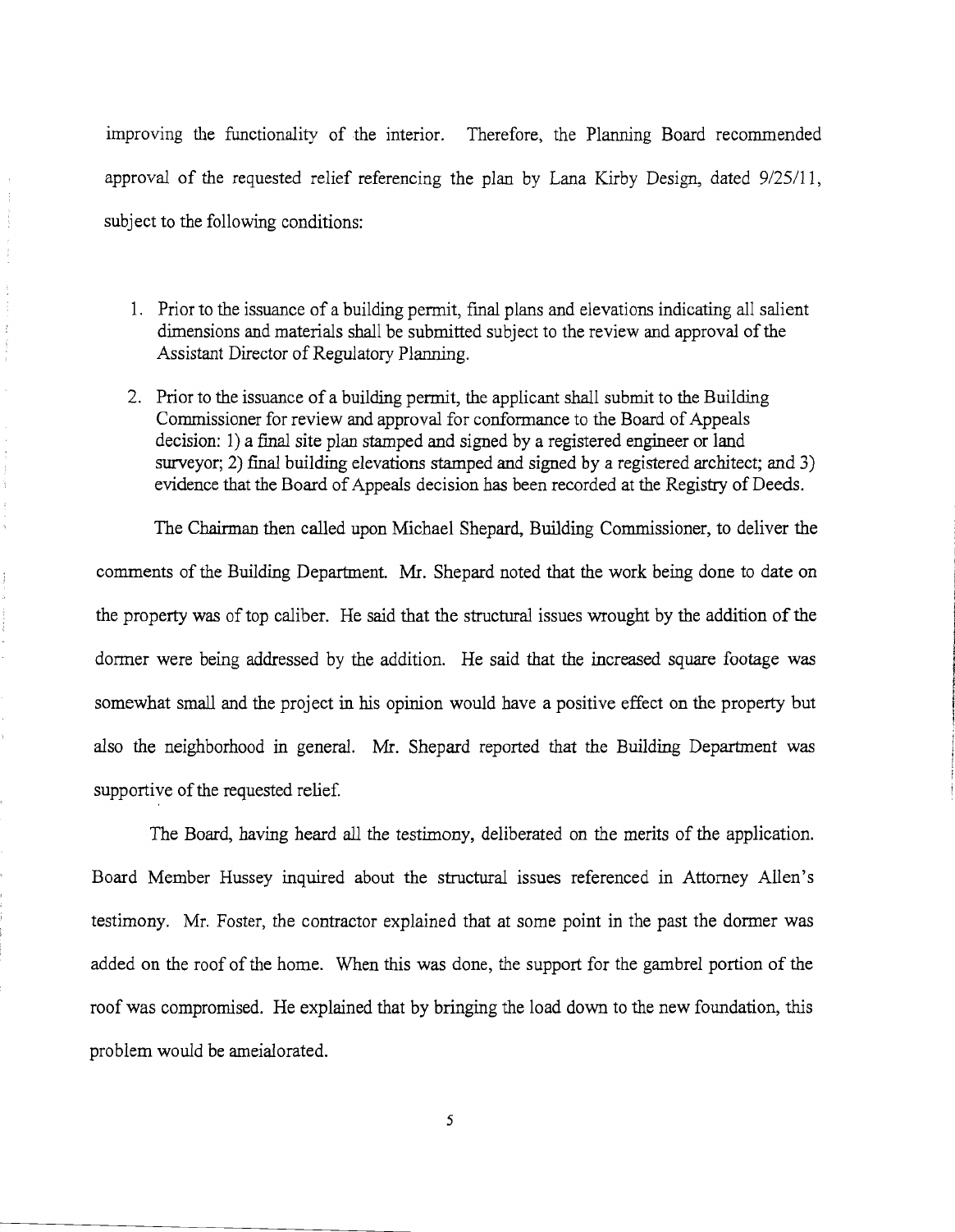improving the functionality of the interior. Therefore, the Planning Board recommended approval of the requested relief referencing the plan by Lana Kirby Design, dated 9/25/11, subject to the following conditions:

1. Prior to the issuance of a building permit, final plans and elevations indicating all salient dimensions and materials shall be submitted subject to the review and approval of the Assistant Director of Regulatory Planning.
2. Prior to the issuance of a building permit, the applicant shall submit to the Building Commissioner for review and approval for conformance to the Board of Appeals decision: 1) a final site plan stamped and signed by a registered engineer or land surveyor; 2) final building elevations stamped and signed by a registered architect; and 3) evidence that the Board of Appeals decision has been recorded at the Registry of Deeds.

The Chairman then called upon Michael Shepard, Building Commissioner, to deliver the comments of the Building Department. Mr. Shepard noted that the work being done to date on the property was of top caliber. He said that the structural issues wrought by the addition of the dormer were being addressed by the addition. He said that the increased square footage was somewhat small and the project in his opinion would have a positive effect on the property but also the neighborhood in general. Mr. Shepard reported that the Building Department was supportive of the requested relief.

The Board, having heard all the testimony, deliberated on the merits of the application. Board Member Hussey inquired about the structural issues referenced in Attorney Allen's testimony. Mr. Foster, the contractor explained that at some point in the past the dormer was added on the roof of the home. When this was done, the support for the gambrel portion of the roof was compromised. He explained that by bringing the load down to the new foundation, this problem would be ameialorated.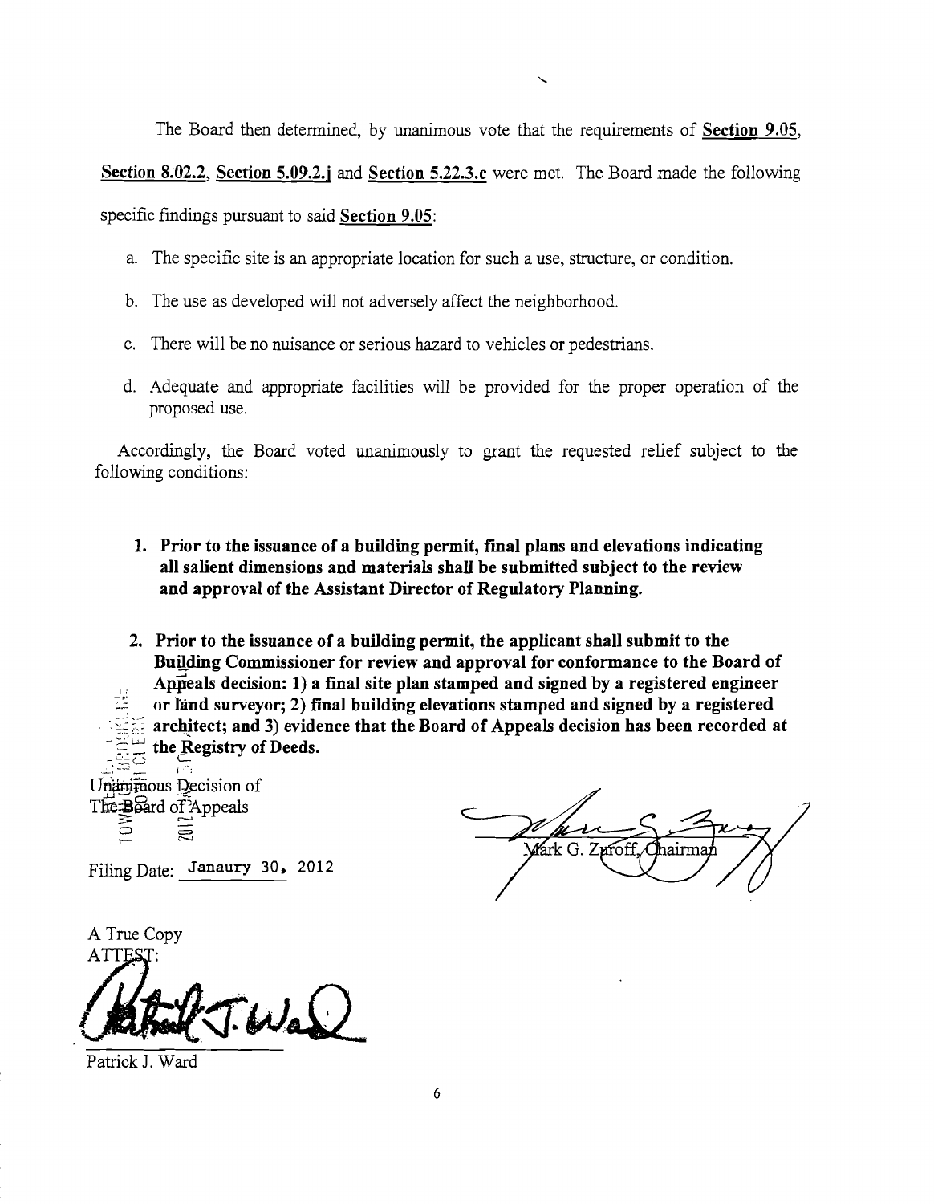The Board then determined, by unanimous vote that the requirements of **Section 9.05**, **Section 8.02.2**, **Section 5.09.2.j** and **Section 5.22.3.c** were met. The Board made the following specific findings pursuant to said **Section 9.05**:

a. The specific site is an appropriate location for such a use, structure, or condition.

b. The use as developed will not adversely affect the neighborhood.

c. There will be no nuisance or serious hazard to vehicles or pedestrians.

d. Adequate and appropriate facilities will be provided for the proper operation of the proposed use.

Accordingly, the Board voted unanimously to grant the requested relief subject to the following conditions:

1. **Prior to the issuance of a building permit, final plans and elevations indicating all salient dimensions and materials shall be submitted subject to the review and approval of the Assistant Director of Regulatory Planning.**

2. **Prior to the issuance of a building permit, the applicant shall submit to the Building Commissioner for review and approval for conformance to the Board of Appeals decision: 1) a final site plan stamped and signed by a registered engineer or land surveyor; 2) final building elevations stamped and signed by a registered architect; and 3) evidence that the Board of Appeals decision has been recorded at the Registry of Deeds.**

Unanimous Decision of
The Board of Appeals

Filing Date: Janaury 30, 2012

Mark G. Zuroff, Chairman

A True Copy
ATTEST:

Patrick J. Ward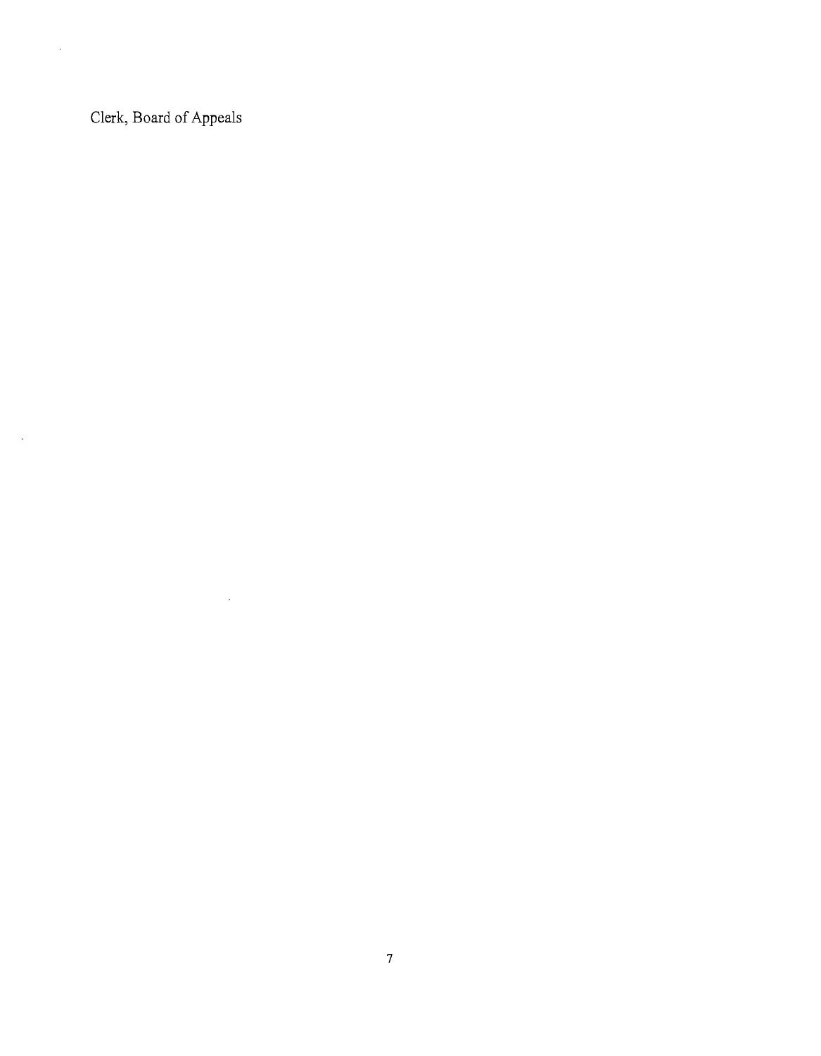Clerk, Board of Appeals